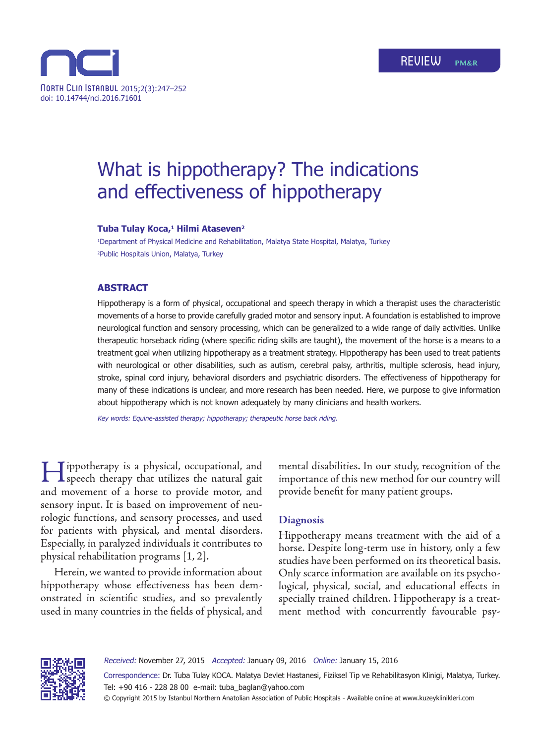REVIEW PM&R

North Clin Istanbul 2015;2(3):247–252
doi: 10.14744/nci.2016.71601

# What is hippotherapy? The indications and effectiveness of hippotherapy

**Tuba Tulay Koca,[1] Hilmi Ataseven[2]**

[1]Department of Physical Medicine and Rehabilitation, Malatya State Hospital, Malatya, Turkey
[2]Public Hospitals Union, Malatya, Turkey

## ABSTRACT

Hippotherapy is a form of physical, occupational and speech therapy in which a therapist uses the characteristic movements of a horse to provide carefully graded motor and sensory input. A foundation is established to improve neurological function and sensory processing, which can be generalized to a wide range of daily activities. Unlike therapeutic horseback riding (where specific riding skills are taught), the movement of the horse is a means to a treatment goal when utilizing hippotherapy as a treatment strategy. Hippotherapy has been used to treat patients with neurological or other disabilities, such as autism, cerebral palsy, arthritis, multiple sclerosis, head injury, stroke, spinal cord injury, behavioral disorders and psychiatric disorders. The effectiveness of hippotherapy for many of these indications is unclear, and more research has been needed. Here, we purpose to give information about hippotherapy which is not known adequately by many clinicians and health workers.

*Key words: Equine-assisted therapy; hippotherapy; therapeutic horse back riding.*

Hippotherapy is a physical, occupational, and speech therapy that utilizes the natural gait and movement of a horse to provide motor, and sensory input. It is based on improvement of neurologic functions, and sensory processes, and used for patients with physical, and mental disorders. Especially, in paralyzed individuals it contributes to physical rehabilitation programs [1, 2].

Herein, we wanted to provide information about hippotherapy whose effectiveness has been demonstrated in scientific studies, and so prevalently used in many countries in the fields of physical, and mental disabilities. In our study, recognition of the importance of this new method for our country will provide benefit for many patient groups.

## Diagnosis

Hippotherapy means treatment with the aid of a horse. Despite long-term use in history, only a few studies have been performed on its theoretical basis. Only scarce information are available on its psychological, physical, social, and educational effects in specially trained children. Hippotherapy is a treatment method with concurrently favourable psy-

*Received:* November 27, 2015 *Accepted:* January 09, 2016 *Online:* January 15, 2016

Correspondence: Dr. Tuba Tulay KOCA. Malatya Devlet Hastanesi, Fiziksel Tip ve Rehabilitasyon Klinigi, Malatya, Turkey.
Tel: +90 416 - 228 28 00 e-mail: tuba_baglan@yahoo.com

© Copyright 2015 by Istanbul Northern Anatolian Association of Public Hospitals - Available online at www.kuzeyklinikleri.com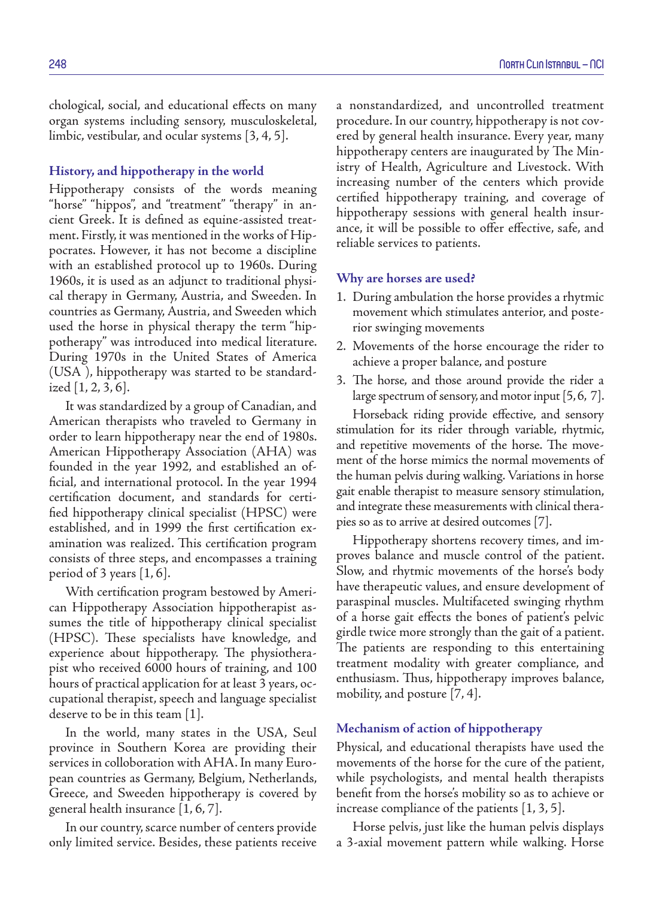chological, social, and educational effects on many organ systems including sensory, musculoskeletal, limbic, vestibular, and ocular systems [3, 4, 5].

## History, and hippotherapy in the world

Hippotherapy consists of the words meaning "horse" "hippos", and "treatment" "therapy" in ancient Greek. It is defined as equine-assisted treatment. Firstly, it was mentioned in the works of Hippocrates. However, it has not become a discipline with an established protocol up to 1960s. During 1960s, it is used as an adjunct to traditional physical therapy in Germany, Austria, and Sweeden. In countries as Germany, Austria, and Sweeden which used the horse in physical therapy the term "hippotherapy" was introduced into medical literature. During 1970s in the United States of America (USA ), hippotherapy was started to be standardized [1, 2, 3, 6].

It was standardized by a group of Canadian, and American therapists who traveled to Germany in order to learn hippotherapy near the end of 1980s. American Hippotherapy Association (AHA) was founded in the year 1992, and established an official, and international protocol. In the year 1994 certification document, and standards for certified hippotherapy clinical specialist (HPSC) were established, and in 1999 the first certification examination was realized. This certification program consists of three steps, and encompasses a training period of 3 years [1, 6].

With certification program bestowed by American Hippotherapy Association hippotherapist assumes the title of hippotherapy clinical specialist (HPSC). These specialists have knowledge, and experience about hippotherapy. The physiotherapist who received 6000 hours of training, and 100 hours of practical application for at least 3 years, occupational therapist, speech and language specialist deserve to be in this team [1].

In the world, many states in the USA, Seul province in Southern Korea are providing their services in colloboration with AHA. In many European countries as Germany, Belgium, Netherlands, Greece, and Sweeden hippotherapy is covered by general health insurance [1, 6, 7].

In our country, scarce number of centers provide only limited service. Besides, these patients receive a nonstandardized, and uncontrolled treatment procedure. In our country, hippotherapy is not covered by general health insurance. Every year, many hippotherapy centers are inaugurated by The Ministry of Health, Agriculture and Livestock. With increasing number of the centers which provide certified hippotherapy training, and coverage of hippotherapy sessions with general health insurance, it will be possible to offer effective, safe, and reliable services to patients.

## Why are horses are used?

1. During ambulation the horse provides a rhytmic movement which stimulates anterior, and posterior swinging movements
2. Movements of the horse encourage the rider to achieve a proper balance, and posture
3. The horse, and those around provide the rider a large spectrum of sensory, and motor input [5, 6, 7].

Horseback riding provide effective, and sensory stimulation for its rider through variable, rhytmic, and repetitive movements of the horse. The movement of the horse mimics the normal movements of the human pelvis during walking. Variations in horse gait enable therapist to measure sensory stimulation, and integrate these measurements with clinical therapies so as to arrive at desired outcomes [7].

Hippotherapy shortens recovery times, and improves balance and muscle control of the patient. Slow, and rhytmic movements of the horse's body have therapeutic values, and ensure development of paraspinal muscles. Multifaceted swinging rhythm of a horse gait effects the bones of patient's pelvic girdle twice more strongly than the gait of a patient. The patients are responding to this entertaining treatment modality with greater compliance, and enthusiasm. Thus, hippotherapy improves balance, mobility, and posture [7, 4].

## Mechanism of action of hippotherapy

Physical, and educational therapists have used the movements of the horse for the cure of the patient, while psychologists, and mental health therapists benefit from the horse's mobility so as to achieve or increase compliance of the patients [1, 3, 5].

Horse pelvis, just like the human pelvis displays a 3-axial movement pattern while walking. Horse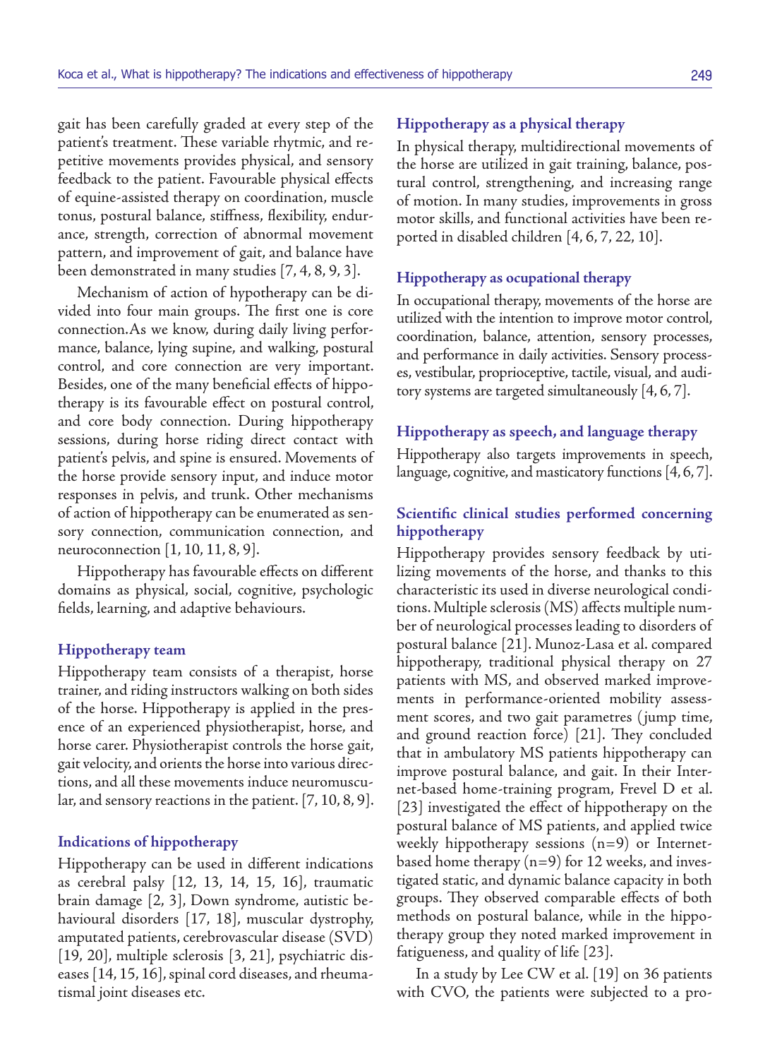gait has been carefully graded at every step of the patient's treatment. These variable rhytmic, and repetitive movements provides physical, and sensory feedback to the patient. Favourable physical effects of equine-assisted therapy on coordination, muscle tonus, postural balance, stiffness, flexibility, endurance, strength, correction of abnormal movement pattern, and improvement of gait, and balance have been demonstrated in many studies [7, 4, 8, 9, 3].

Mechanism of action of hypotherapy can be divided into four main groups. The first one is core connection.As we know, during daily living performance, balance, lying supine, and walking, postural control, and core connection are very important. Besides, one of the many beneficial effects of hippotherapy is its favourable effect on postural control, and core body connection. During hippotherapy sessions, during horse riding direct contact with patient's pelvis, and spine is ensured. Movements of the horse provide sensory input, and induce motor responses in pelvis, and trunk. Other mechanisms of action of hippotherapy can be enumerated as sensory connection, communication connection, and neuroconnection [1, 10, 11, 8, 9].

Hippotherapy has favourable effects on different domains as physical, social, cognitive, psychologic fields, learning, and adaptive behaviours.

### Hippotherapy team

Hippotherapy team consists of a therapist, horse trainer, and riding instructors walking on both sides of the horse. Hippotherapy is applied in the presence of an experienced physiotherapist, horse, and horse carer. Physiotherapist controls the horse gait, gait velocity, and orients the horse into various directions, and all these movements induce neuromuscular, and sensory reactions in the patient. [7, 10, 8, 9].

### Indications of hippotherapy

Hippotherapy can be used in different indications as cerebral palsy [12, 13, 14, 15, 16], traumatic brain damage [2, 3], Down syndrome, autistic behavioural disorders [17, 18], muscular dystrophy, amputated patients, cerebrovascular disease (SVD) [19, 20], multiple sclerosis [3, 21], psychiatric diseases [14, 15, 16], spinal cord diseases, and rheumatismal joint diseases etc.

### Hippotherapy as a physical therapy

In physical therapy, multidirectional movements of the horse are utilized in gait training, balance, postural control, strengthening, and increasing range of motion. In many studies, improvements in gross motor skills, and functional activities have been reported in disabled children [4, 6, 7, 22, 10].

### Hippotherapy as ocupational therapy

In occupational therapy, movements of the horse are utilized with the intention to improve motor control, coordination, balance, attention, sensory processes, and performance in daily activities. Sensory processes, vestibular, proprioceptive, tactile, visual, and auditory systems are targeted simultaneously [4, 6, 7].

### Hippotherapy as speech, and language therapy

Hippotherapy also targets improvements in speech, language, cognitive, and masticatory functions [4, 6, 7].

### Scientific clinical studies performed concerning hippotherapy

Hippotherapy provides sensory feedback by utilizing movements of the horse, and thanks to this characteristic its used in diverse neurological conditions. Multiple sclerosis (MS) affects multiple number of neurological processes leading to disorders of postural balance [21]. Munoz-Lasa et al. compared hippotherapy, traditional physical therapy on 27 patients with MS, and observed marked improvements in performance-oriented mobility assessment scores, and two gait parametres (jump time, and ground reaction force) [21]. They concluded that in ambulatory MS patients hippotherapy can improve postural balance, and gait. In their Internet-based home-training program, Frevel D et al. [23] investigated the effect of hippotherapy on the postural balance of MS patients, and applied twice weekly hippotherapy sessions (n=9) or Internet-based home therapy (n=9) for 12 weeks, and investigated static, and dynamic balance capacity in both groups. They observed comparable effects of both methods on postural balance, while in the hippotherapy group they noted marked improvement in fatigueness, and quality of life [23].

In a study by Lee CW et al. [19] on 36 patients with CVO, the patients were subjected to a pro-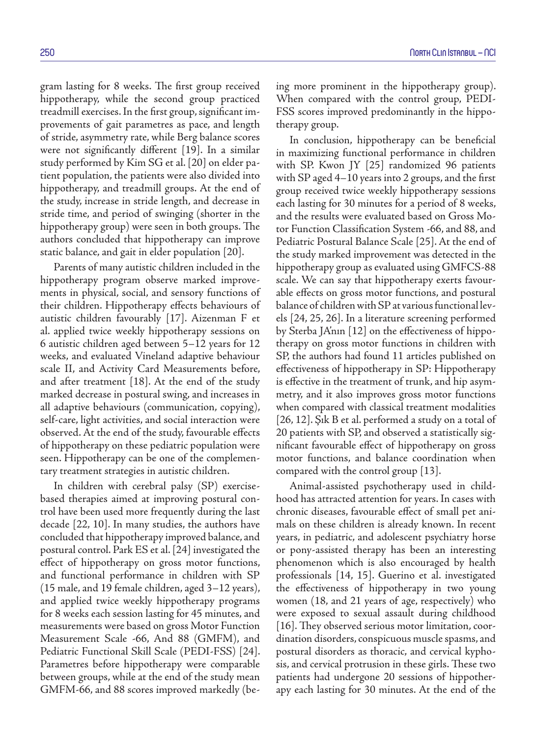gram lasting for 8 weeks. The first group received hippotherapy, while the second group practiced treadmill exercises. In the first group, significant improvements of gait parametres as pace, and length of stride, asymmetry rate, while Berg balance scores were not significantly different [19]. In a similar study performed by Kim SG et al. [20] on elder patient population, the patients were also divided into hippotherapy, and treadmill groups. At the end of the study, increase in stride length, and decrease in stride time, and period of swinging (shorter in the hippotherapy group) were seen in both groups. The authors concluded that hippotherapy can improve static balance, and gait in elder population [20].

Parents of many autistic children included in the hippotherapy program observe marked improvements in physical, social, and sensory functions of their children. Hippotherapy effects behaviours of autistic children favourably [17]. Aizenman F et al. applied twice weekly hippotherapy sessions on 6 autistic children aged between 5–12 years for 12 weeks, and evaluated Vineland adaptive behaviour scale II, and Activity Card Measurements before, and after treatment [18]. At the end of the study marked decrease in postural swing, and increases in all adaptive behaviours (communication, copying), self-care, light activities, and social interaction were observed. At the end of the study, favourable effects of hippotherapy on these pediatric population were seen. Hippotherapy can be one of the complementary treatment strategies in autistic children.

In children with cerebral palsy (SP) exercise-based therapies aimed at improving postural control have been used more frequently during the last decade [22, 10]. In many studies, the authors have concluded that hippotherapy improved balance, and postural control. Park ES et al. [24] investigated the effect of hippotherapy on gross motor functions, and functional performance in children with SP (15 male, and 19 female children, aged 3–12 years), and applied twice weekly hippotherapy programs for 8 weeks each session lasting for 45 minutes, and measurements were based on gross Motor Function Measurement Scale -66, And 88 (GMFM), and Pediatric Functional Skill Scale (PEDI-FSS) [24]. Parametres before hippotherapy were comparable between groups, while at the end of the study mean GMFM-66, and 88 scores improved markedly (being more prominent in the hippotherapy group). When compared with the control group, PEDI-FSS scores improved predominantly in the hippotherapy group.

In conclusion, hippotherapy can be beneficial in maximizing functional performance in children with SP. Kwon JY [25] randomized 96 patients with SP aged 4–10 years into 2 groups, and the first group received twice weekly hippotherapy sessions each lasting for 30 minutes for a period of 8 weeks, and the results were evaluated based on Gross Motor Function Classification System -66, and 88, and Pediatric Postural Balance Scale [25]. At the end of the study marked improvement was detected in the hippotherapy group as evaluated using GMFCS-88 scale. We can say that hippotherapy exerts favourable effects on gross motor functions, and postural balance of children with SP at various functional levels [24, 25, 26]. In a literature screening performed by Sterba JA'nın [12] on the effectiveness of hippotherapy on gross motor functions in children with SP, the authors had found 11 articles published on effectiveness of hippotherapy in SP: Hippotherapy is effective in the treatment of trunk, and hip asymmetry, and it also improves gross motor functions when compared with classical treatment modalities [26, 12]. Şık B et al. performed a study on a total of 20 patients with SP, and observed a statistically significant favourable effect of hippotherapy on gross motor functions, and balance coordination when compared with the control group [13].

Animal-assisted psychotherapy used in childhood has attracted attention for years. In cases with chronic diseases, favourable effect of small pet animals on these children is already known. In recent years, in pediatric, and adolescent psychiatry horse or pony-assisted therapy has been an interesting phenomenon which is also encouraged by health professionals [14, 15]. Guerino et al. investigated the effectiveness of hippotherapy in two young women (18, and 21 years of age, respectively) who were exposed to sexual assault during childhood [16]. They observed serious motor limitation, coordination disorders, conspicuous muscle spasms, and postural disorders as thoracic, and cervical kyphosis, and cervical protrusion in these girls. These two patients had undergone 20 sessions of hippotherapy each lasting for 30 minutes. At the end of the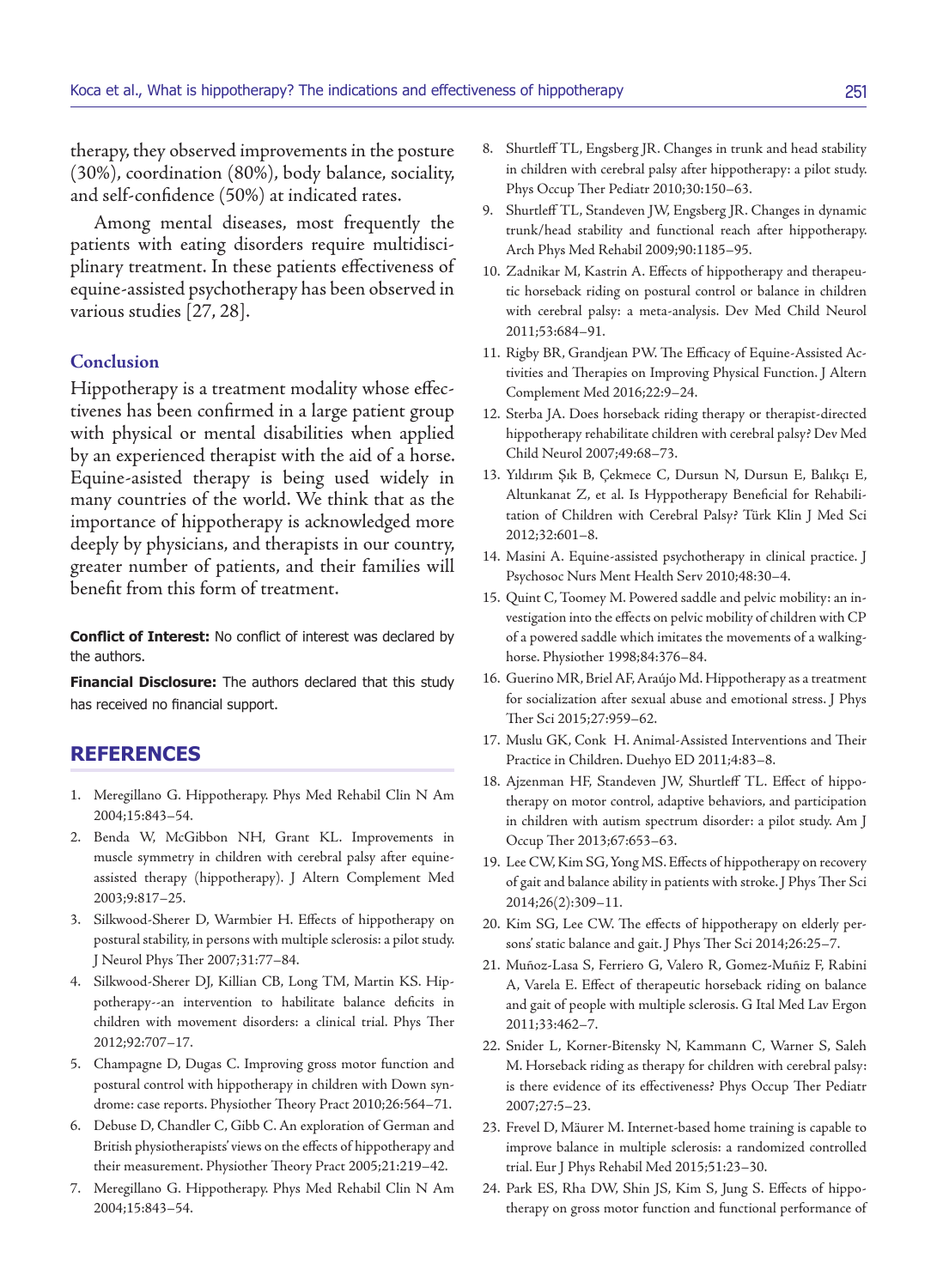therapy, they observed improvements in the posture (30%), coordination (80%), body balance, sociality, and self-confidence (50%) at indicated rates.

Among mental diseases, most frequently the patients with eating disorders require multidisciplinary treatment. In these patients effectiveness of equine-assisted psychotherapy has been observed in various studies [27, 28].

## Conclusion

Hippotherapy is a treatment modality whose effectivenes has been confirmed in a large patient group with physical or mental disabilities when applied by an experienced therapist with the aid of a horse. Equine-asisted therapy is being used widely in many countries of the world. We think that as the importance of hippotherapy is acknowledged more deeply by physicians, and therapists in our country, greater number of patients, and their families will benefit from this form of treatment.

**Conflict of Interest:** No conflict of interest was declared by the authors.

**Financial Disclosure:** The authors declared that this study has received no financial support.

## REFERENCES

1. Meregillano G. Hippotherapy. Phys Med Rehabil Clin N Am 2004;15:843–54.
2. Benda W, McGibbon NH, Grant KL. Improvements in muscle symmetry in children with cerebral palsy after equine-assisted therapy (hippotherapy). J Altern Complement Med 2003;9:817–25.
3. Silkwood-Sherer D, Warmbier H. Effects of hippotherapy on postural stability, in persons with multiple sclerosis: a pilot study. J Neurol Phys Ther 2007;31:77–84.
4. Silkwood-Sherer DJ, Killian CB, Long TM, Martin KS. Hippotherapy--an intervention to habilitate balance deficits in children with movement disorders: a clinical trial. Phys Ther 2012;92:707–17.
5. Champagne D, Dugas C. Improving gross motor function and postural control with hippotherapy in children with Down syndrome: case reports. Physiother Theory Pract 2010;26:564–71.
6. Debuse D, Chandler C, Gibb C. An exploration of German and British physiotherapists' views on the effects of hippotherapy and their measurement. Physiother Theory Pract 2005;21:219–42.
7. Meregillano G. Hippotherapy. Phys Med Rehabil Clin N Am 2004;15:843–54.
8. Shurtleff TL, Engsberg JR. Changes in trunk and head stability in children with cerebral palsy after hippotherapy: a pilot study. Phys Occup Ther Pediatr 2010;30:150–63.
9. Shurtleff TL, Standeven JW, Engsberg JR. Changes in dynamic trunk/head stability and functional reach after hippotherapy. Arch Phys Med Rehabil 2009;90:1185–95.
10. Zadnikar M, Kastrin A. Effects of hippotherapy and therapeutic horseback riding on postural control or balance in children with cerebral palsy: a meta-analysis. Dev Med Child Neurol 2011;53:684–91.
11. Rigby BR, Grandjean PW. The Efficacy of Equine-Assisted Activities and Therapies on Improving Physical Function. J Altern Complement Med 2016;22:9–24.
12. Sterba JA. Does horseback riding therapy or therapist-directed hippotherapy rehabilitate children with cerebral palsy? Dev Med Child Neurol 2007;49:68–73.
13. Yıldırım Şık B, Çekmece C, Dursun N, Dursun E, Balıkçı E, Altunkanat Z, et al. Is Hyppotherapy Beneficial for Rehabilitation of Children with Cerebral Palsy? Türk Klin J Med Sci 2012;32:601–8.
14. Masini A. Equine-assisted psychotherapy in clinical practice. J Psychosoc Nurs Ment Health Serv 2010;48:30–4.
15. Quint C, Toomey M. Powered saddle and pelvic mobility: an investigation into the effects on pelvic mobility of children with CP of a powered saddle which imitates the movements of a walking-horse. Physiother 1998;84:376–84.
16. Guerino MR, Briel AF, Araújo Md. Hippotherapy as a treatment for socialization after sexual abuse and emotional stress. J Phys Ther Sci 2015;27:959–62.
17. Muslu GK, Conk H. Animal-Assisted Interventions and Their Practice in Children. Duehyo ED 2011;4:83–8.
18. Ajzenman HF, Standeven JW, Shurtleff TL. Effect of hippotherapy on motor control, adaptive behaviors, and participation in children with autism spectrum disorder: a pilot study. Am J Occup Ther 2013;67:653–63.
19. Lee CW, Kim SG, Yong MS. Effects of hippotherapy on recovery of gait and balance ability in patients with stroke. J Phys Ther Sci 2014;26(2):309–11.
20. Kim SG, Lee CW. The effects of hippotherapy on elderly persons' static balance and gait. J Phys Ther Sci 2014;26:25–7.
21. Muñoz-Lasa S, Ferriero G, Valero R, Gomez-Muñiz F, Rabini A, Varela E. Effect of therapeutic horseback riding on balance and gait of people with multiple sclerosis. G Ital Med Lav Ergon 2011;33:462–7.
22. Snider L, Korner-Bitensky N, Kammann C, Warner S, Saleh M. Horseback riding as therapy for children with cerebral palsy: is there evidence of its effectiveness? Phys Occup Ther Pediatr 2007;27:5–23.
23. Frevel D, Mäurer M. Internet-based home training is capable to improve balance in multiple sclerosis: a randomized controlled trial. Eur J Phys Rehabil Med 2015;51:23–30.
24. Park ES, Rha DW, Shin JS, Kim S, Jung S. Effects of hippotherapy on gross motor function and functional performance of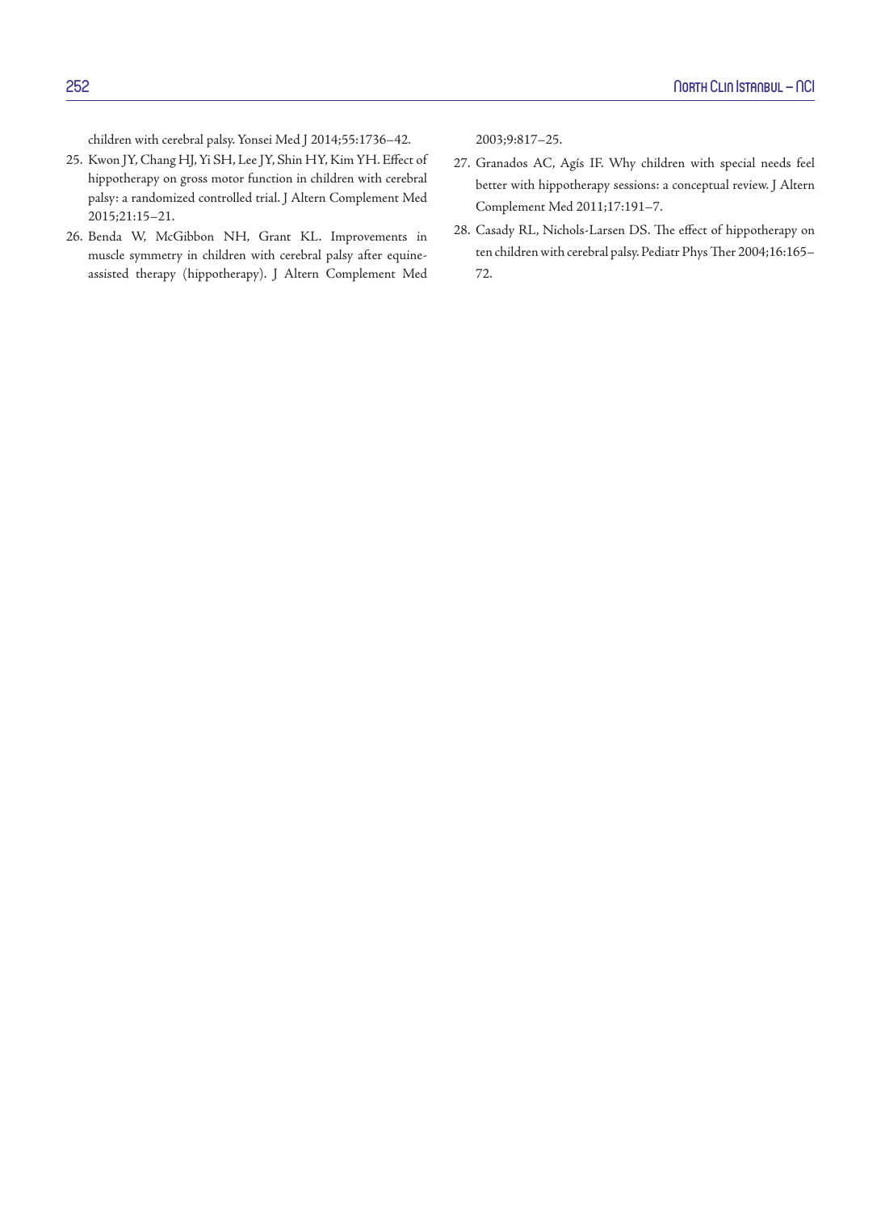children with cerebral palsy. Yonsei Med J 2014;55:1736–42.

25. Kwon JY, Chang HJ, Yi SH, Lee JY, Shin HY, Kim YH. Effect of hippotherapy on gross motor function in children with cerebral palsy: a randomized controlled trial. J Altern Complement Med 2015;21:15–21.
26. Benda W, McGibbon NH, Grant KL. Improvements in muscle symmetry in children with cerebral palsy after equine-assisted therapy (hippotherapy). J Altern Complement Med 2003;9:817–25.
27. Granados AC, Agís IF. Why children with special needs feel better with hippotherapy sessions: a conceptual review. J Altern Complement Med 2011;17:191–7.
28. Casady RL, Nichols-Larsen DS. The effect of hippotherapy on ten children with cerebral palsy. Pediatr Phys Ther 2004;16:165–72.